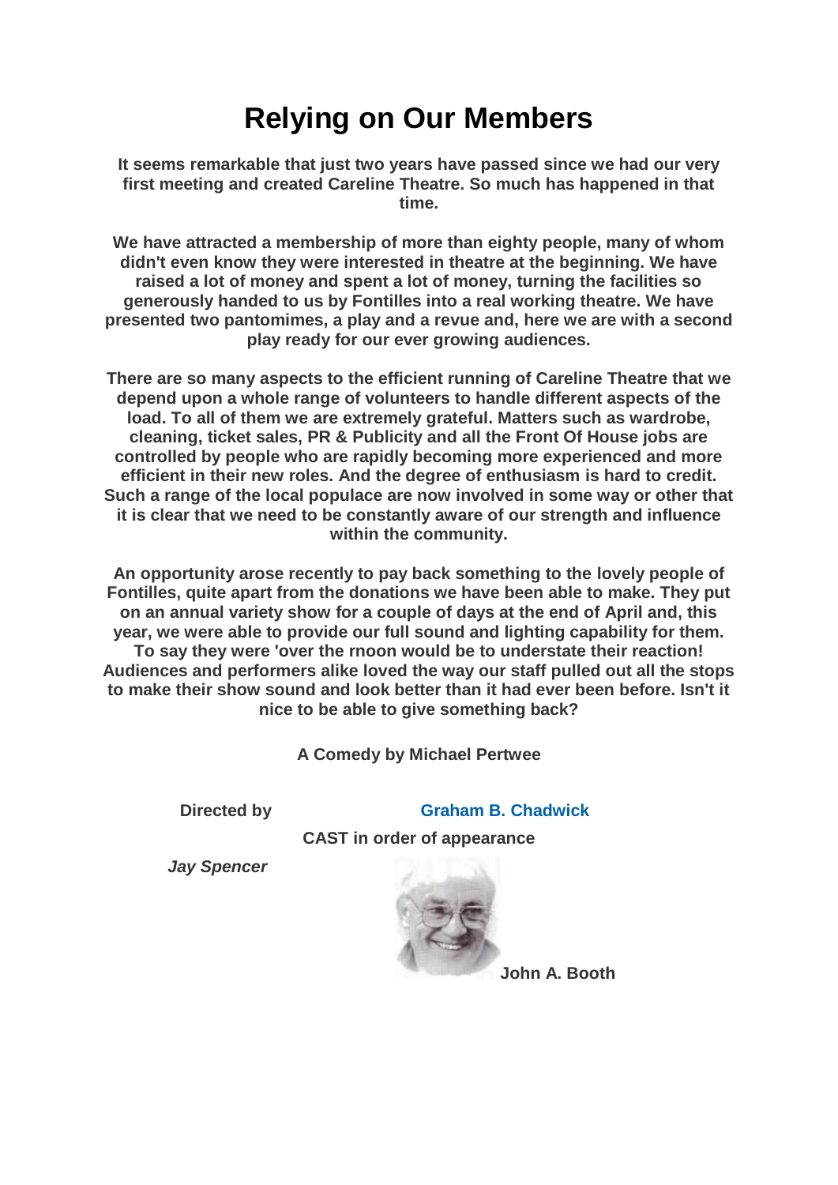# Relying on Our Members

**It seems remarkable that just two years have passed since we had our very first meeting and created Careline Theatre. So much has happened in that time.**

**We have attracted a membership of more than eighty people, many of whom didn't even know they were interested in theatre at the beginning. We have raised a lot of money and spent a lot of money, turning the facilities so generously handed to us by Fontilles into a real working theatre. We have presented two pantomimes, a play and a revue and, here we are with a second play ready for our ever growing audiences.**

**There are so many aspects to the efficient running of Careline Theatre that we depend upon a whole range of volunteers to handle different aspects of the load. To all of them we are extremely grateful. Matters such as wardrobe, cleaning, ticket sales, PR & Publicity and all the Front Of House jobs are controlled by people who are rapidly becoming more experienced and more efficient in their new roles. And the degree of enthusiasm is hard to credit. Such a range of the local populace are now involved in some way or other that it is clear that we need to be constantly aware of our strength and influence within the community.**

**An opportunity arose recently to pay back something to the lovely people of Fontilles, quite apart from the donations we have been able to make. They put on an annual variety show for a couple of days at the end of April and, this year, we were able to provide our full sound and lighting capability for them. To say they were 'over the rnoon would be to understate their reaction! Audiences and performers alike loved the way our staff pulled out all the stops to make their show sound and look better than it had ever been before. Isn't it nice to be able to give something back?**

**A Comedy by Michael Pertwee**

**Directed by** **Graham B. Chadwick**

**CAST in order of appearance**

***Jay Spencer***

**John A. Booth**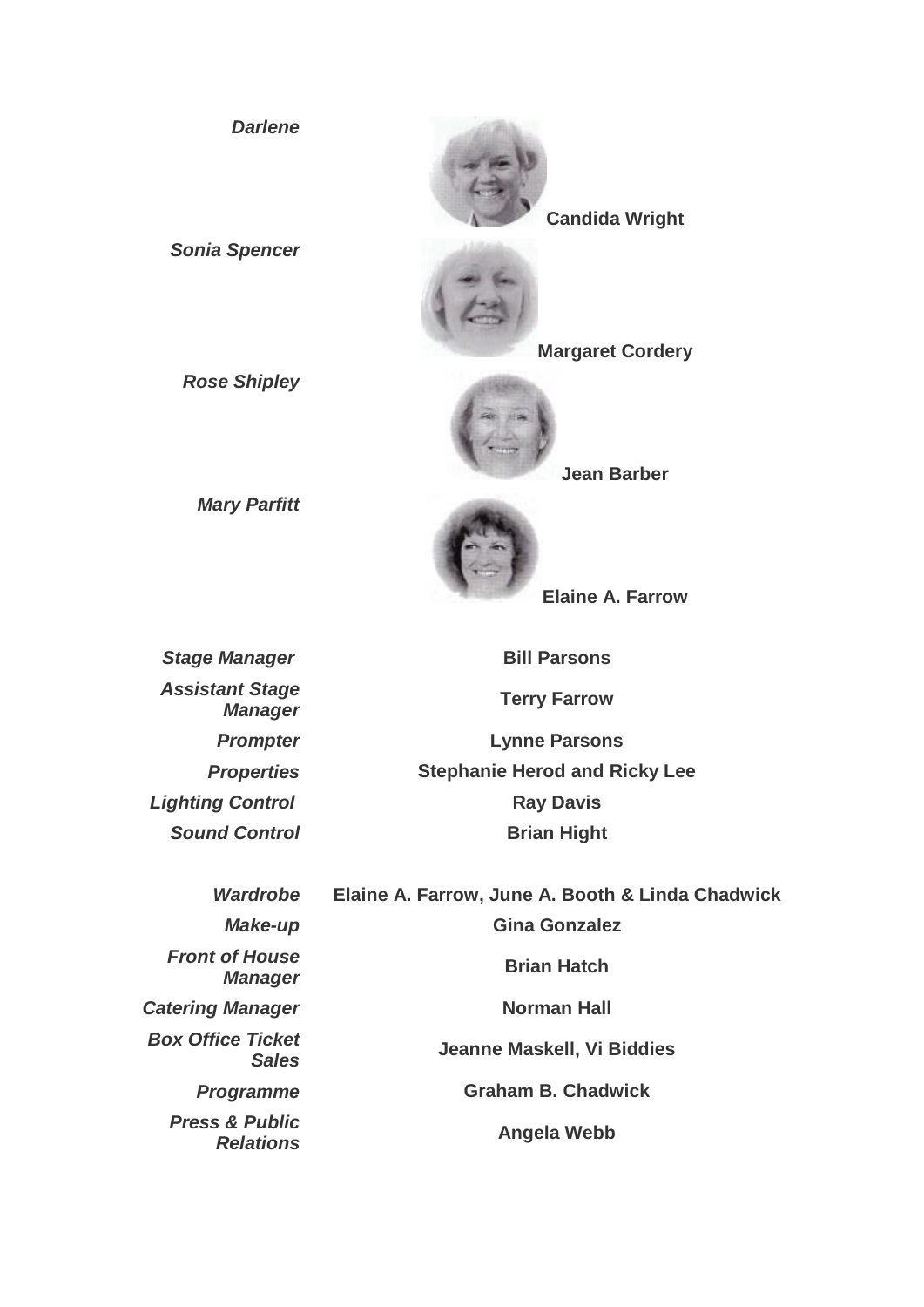| | |
|---|---|
| *Darlene* | **Candida Wright** |
| *Sonia Spencer* | **Margaret Cordery** |
| *Rose Shipley* | **Jean Barber** |
| *Mary Parfitt* | **Elaine A. Farrow** |

| | |
|---|---|
| *Stage Manager* | **Bill Parsons** |
| *Assistant Stage Manager* | **Terry Farrow** |
| *Prompter* | **Lynne Parsons** |
| *Properties* | **Stephanie Herod and Ricky Lee** |
| *Lighting Control* | **Ray Davis** |
| *Sound Control* | **Brian Hight** |

| | |
|---|---|
| *Wardrobe* | **Elaine A. Farrow, June A. Booth & Linda Chadwick** |
| *Make-up* | **Gina Gonzalez** |
| *Front of House Manager* | **Brian Hatch** |
| *Catering Manager* | **Norman Hall** |
| *Box Office Ticket Sales* | **Jeanne Maskell, Vi Biddies** |
| *Programme* | **Graham B. Chadwick** |
| *Press & Public Relations* | **Angela Webb** |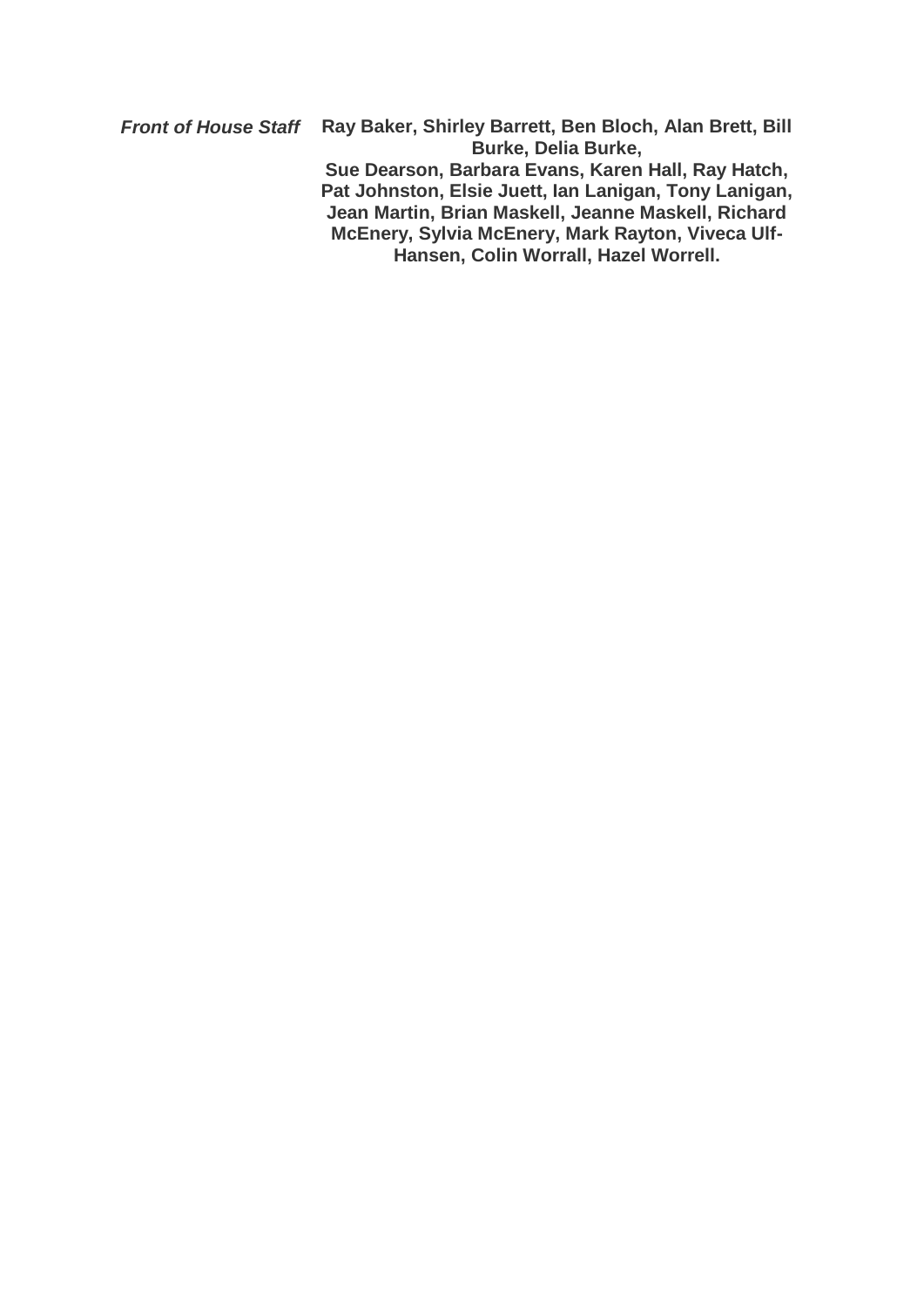*Front of House Staff* **Ray Baker, Shirley Barrett, Ben Bloch, Alan Brett, Bill Burke, Delia Burke, Sue Dearson, Barbara Evans, Karen Hall, Ray Hatch, Pat Johnston, Elsie Juett, Ian Lanigan, Tony Lanigan, Jean Martin, Brian Maskell, Jeanne Maskell, Richard McEnery, Sylvia McEnery, Mark Rayton, Viveca Ulf-Hansen, Colin Worrall, Hazel Worrell.**